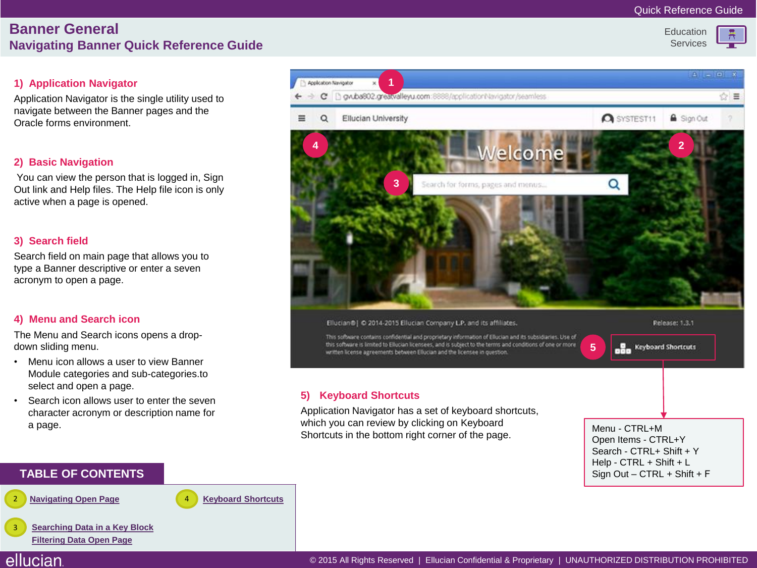# Banner General

## Navigating Banner Quick Reference Guide

Education Services

### 1) Application Navigator

Application Navigator is the single utility used to navigate between the Banner pages and the Oracle forms environment.

### 2) Basic Navigation

You can view the person that is logged in, Sign Out link and Help files. The Help file icon is only active when a page is opened.

### 3) Search field

Search field on main page that allows you to type a Banner descriptive or enter a seven acronym to open a page.

### 4) Menu and Search icon

The Menu and Search icons opens a drop-down sliding menu.

- Menu icon allows a user to view Banner Module categories and sub-categories.to select and open a page.
- Search icon allows user to enter the seven character acronym or description name for a page.

### 5) Keyboard Shortcuts

Application Navigator has a set of keyboard shortcuts, which you can review by clicking on Keyboard Shortcuts in the bottom right corner of the page.

Menu - CTRL+M
Open Items - CTRL+Y
Search - CTRL+ Shift + Y
Help - CTRL + Shift + L
Sign Out – CTRL + Shift + F

## TABLE OF CONTENTS

- 2 Navigating Open Page
- 3 Searching Data in a Key Block
- 3 Filtering Data Open Page
- 4 Keyboard Shortcuts

© 2015 All Rights Reserved | Ellucian Confidential & Proprietary | UNAUTHORIZED DISTRIBUTION PROHIBITED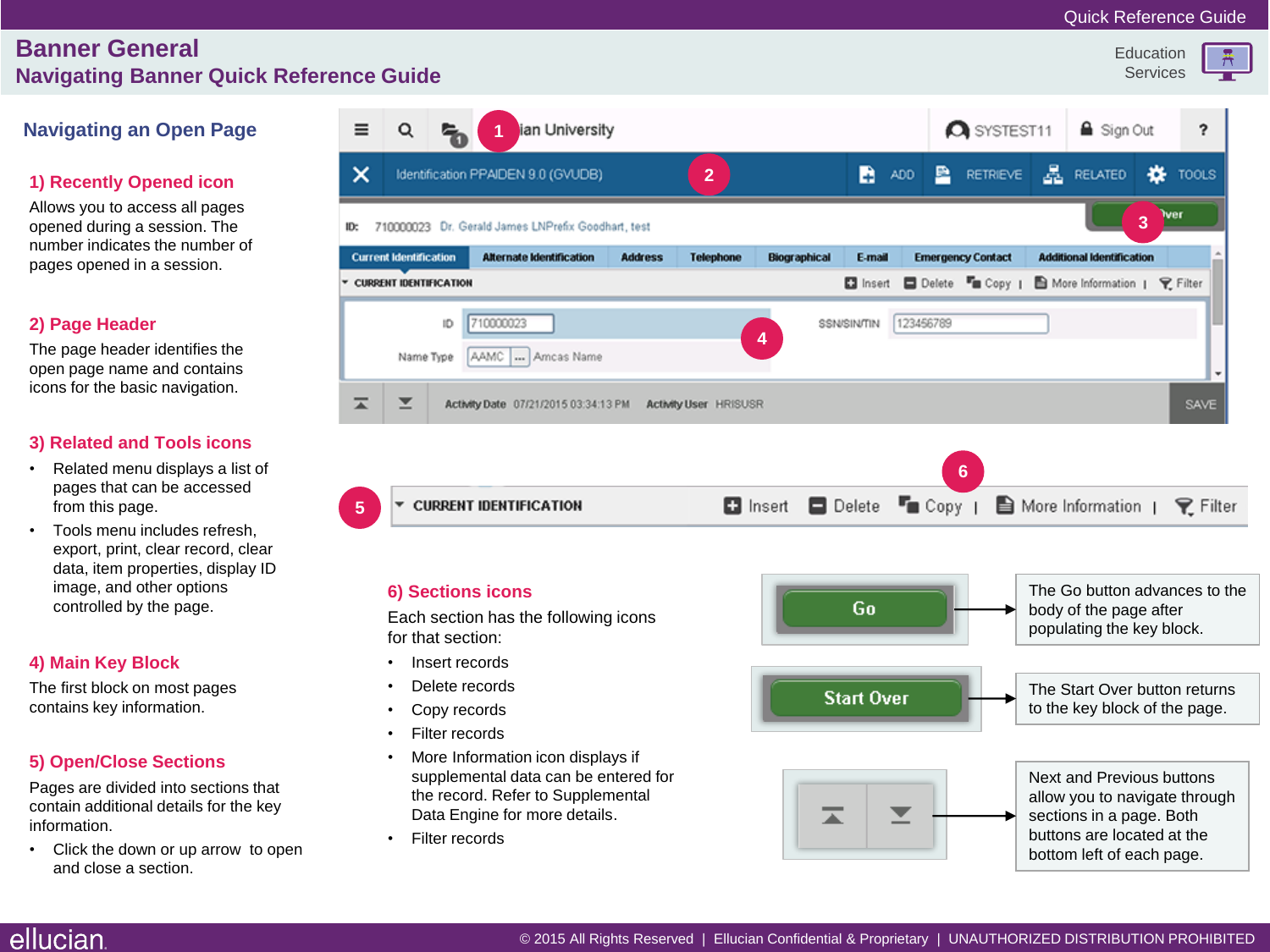# Banner General

## Navigating Banner Quick Reference Guide

### Navigating an Open Page

**1) Recently Opened icon**

Allows you to access all pages opened during a session. The number indicates the number of pages opened in a session.

**2) Page Header**

The page header identifies the open page name and contains icons for the basic navigation.

**3) Related and Tools icons**

- Related menu displays a list of pages that can be accessed from this page.
- Tools menu includes refresh, export, print, clear record, clear data, item properties, display ID image, and other options controlled by the page.

**4) Main Key Block**

The first block on most pages contains key information.

**5) Open/Close Sections**

Pages are divided into sections that contain additional details for the key information.

- Click the down or up arrow to open and close a section.

**6) Sections icons**

Each section has the following icons for that section:

- Insert records
- Delete records
- Copy records
- Filter records
- More Information icon displays if supplemental data can be entered for the record. Refer to Supplemental Data Engine for more details.
- Filter records

The Go button advances to the body of the page after populating the key block.

The Start Over button returns to the key block of the page.

Next and Previous buttons allow you to navigate through sections in a page. Both buttons are located at the bottom left of each page.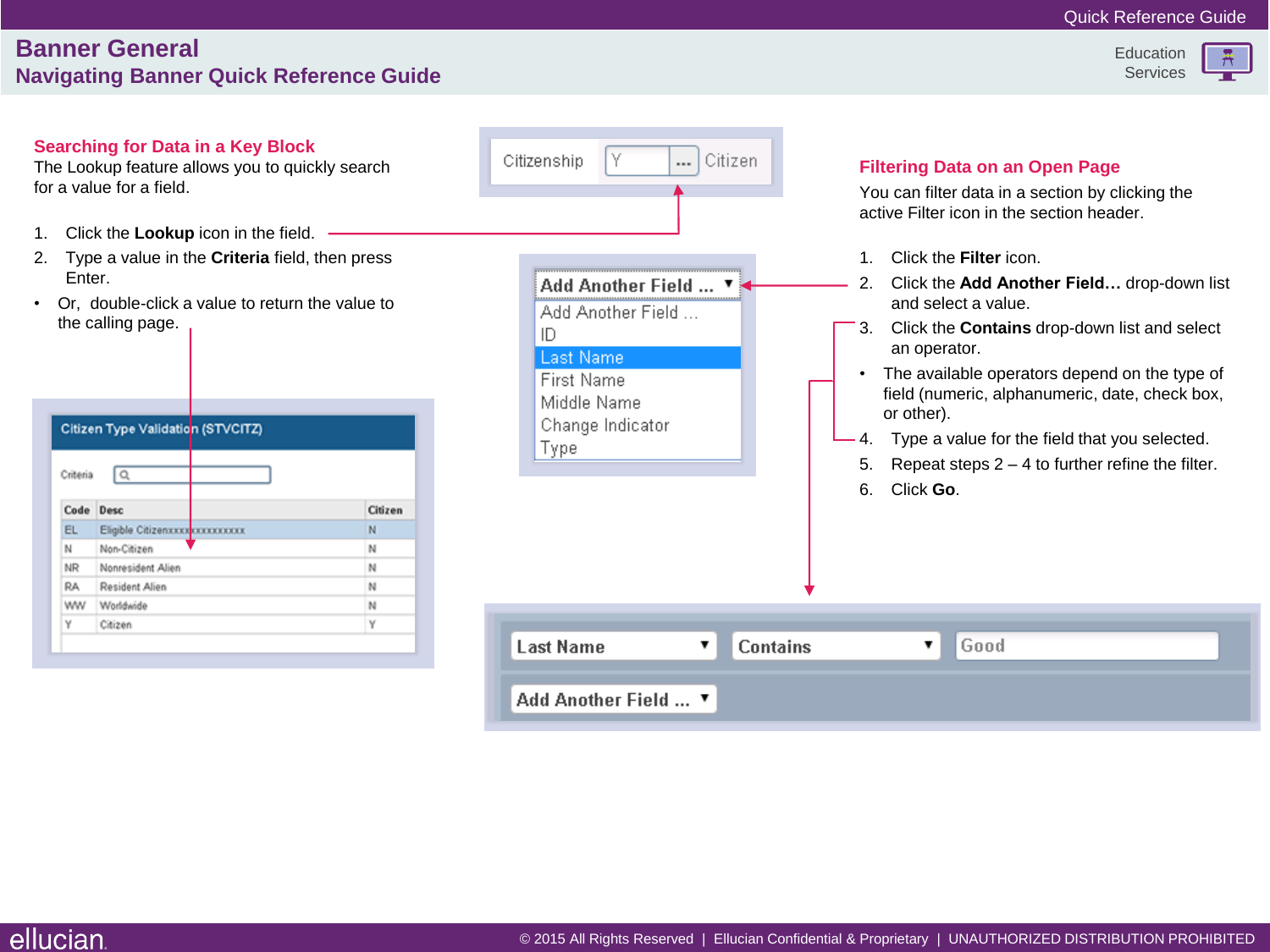# Banner General

## Navigating Banner Quick Reference Guide

### Searching for Data in a Key Block

The Lookup feature allows you to quickly search for a value for a field.

1. Click the **Lookup** icon in the field.
2. Type a value in the **Criteria** field, then press Enter.

- Or, double-click a value to return the value to the calling page.

### Filtering Data on an Open Page

You can filter data in a section by clicking the active Filter icon in the section header.

1. Click the **Filter** icon.
2. Click the **Add Another Field…** drop-down list and select a value.
3. Click the **Contains** drop-down list and select an operator.
   - The available operators depend on the type of field (numeric, alphanumeric, date, check box, or other).
4. Type a value for the field that you selected.
5. Repeat steps 2 – 4 to further refine the filter.
6. Click **Go**.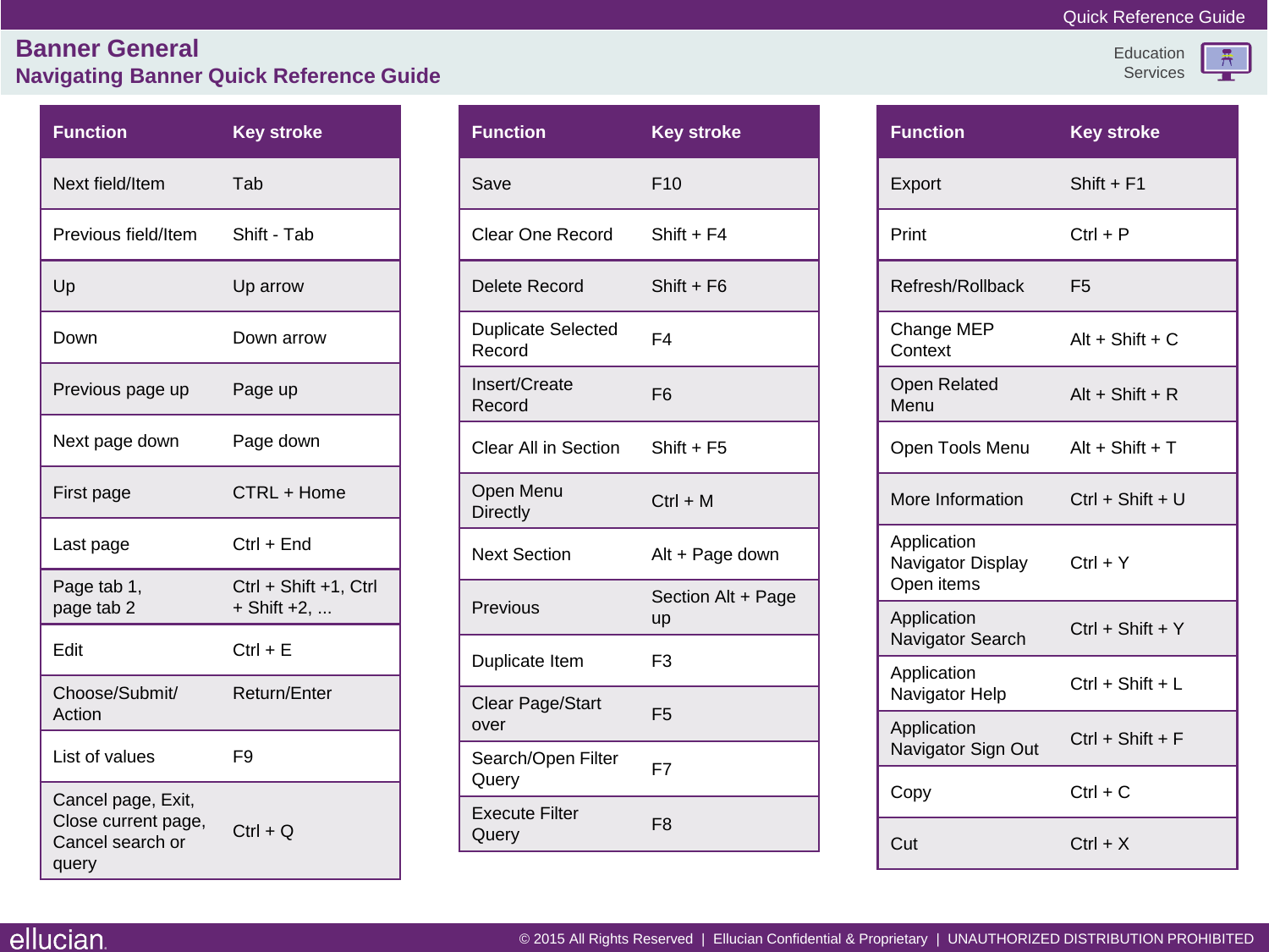# Banner General

## Navigating Banner Quick Reference Guide

| Function | Key stroke |
|---|---|
| Next field/Item | Tab |
| Previous field/Item | Shift - Tab |
| Up | Up arrow |
| Down | Down arrow |
| Previous page up | Page up |
| Next page down | Page down |
| First page | CTRL + Home |
| Last page | Ctrl + End |
| Page tab 1, page tab 2 | Ctrl + Shift +1, Ctrl + Shift +2, ... |
| Edit | Ctrl + E |
| Choose/Submit/ Action | Return/Enter |
| List of values | F9 |
| Cancel page, Exit, Close current page, Cancel search or query | Ctrl + Q |

| Function | Key stroke |
|---|---|
| Save | F10 |
| Clear One Record | Shift + F4 |
| Delete Record | Shift + F6 |
| Duplicate Selected Record | F4 |
| Insert/Create Record | F6 |
| Clear All in Section | Shift + F5 |
| Open Menu Directly | Ctrl + M |
| Next Section | Alt + Page down |
| Previous | Section Alt + Page up |
| Duplicate Item | F3 |
| Clear Page/Start over | F5 |
| Search/Open Filter Query | F7 |
| Execute Filter Query | F8 |

| Function | Key stroke |
|---|---|
| Export | Shift + F1 |
| Print | Ctrl + P |
| Refresh/Rollback | F5 |
| Change MEP Context | Alt + Shift + C |
| Open Related Menu | Alt + Shift + R |
| Open Tools Menu | Alt + Shift + T |
| More Information | Ctrl + Shift + U |
| Application Navigator Display Open items | Ctrl + Y |
| Application Navigator Search | Ctrl + Shift + Y |
| Application Navigator Help | Ctrl + Shift + L |
| Application Navigator Sign Out | Ctrl + Shift + F |
| Copy | Ctrl + C |
| Cut | Ctrl + X |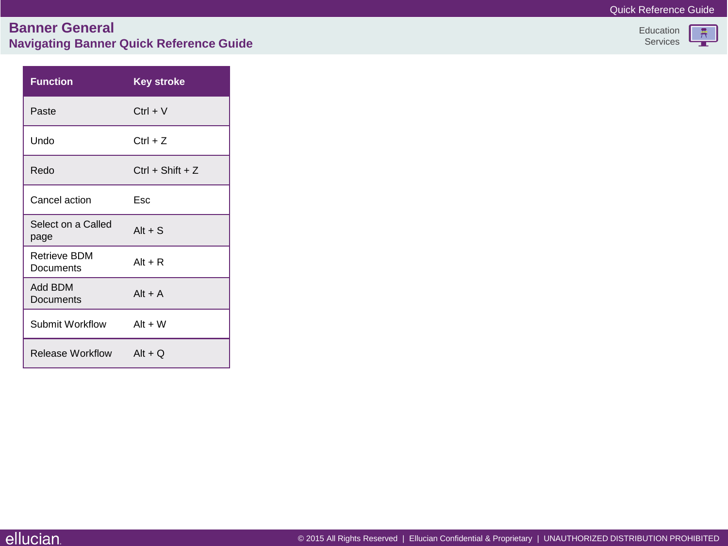| Function | Key stroke |
|---|---|
| Paste | Ctrl + V |
| Undo | Ctrl + Z |
| Redo | Ctrl + Shift + Z |
| Cancel action | Esc |
| Select on a Called page | Alt + S |
| Retrieve BDM Documents | Alt + R |
| Add BDM Documents | Alt + A |
| Submit Workflow | Alt + W |
| Release Workflow | Alt + Q |